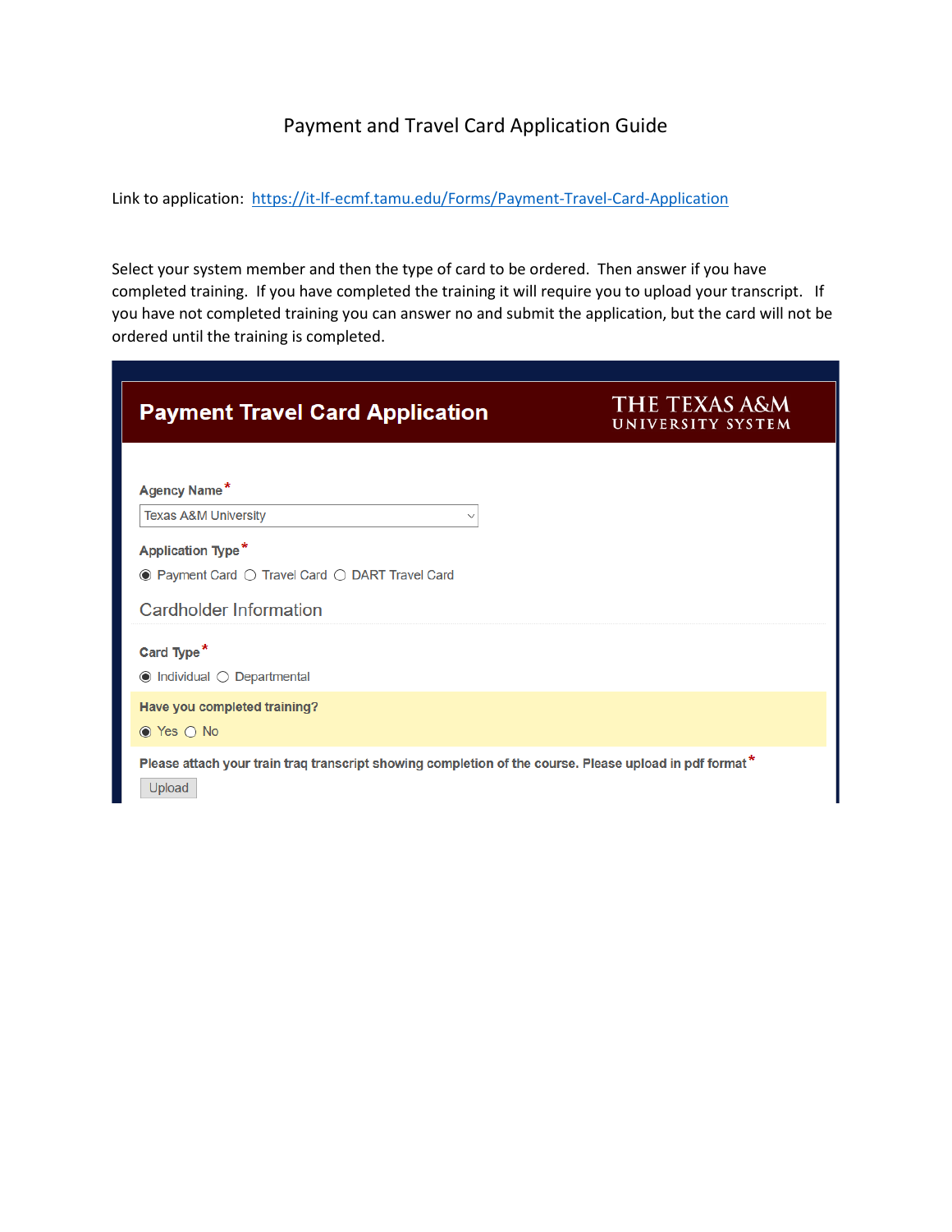# Payment and Travel Card Application Guide

Link to application: [https://it-lf-ecmf.tamu.edu/Forms/Payment-Travel-Card-Application](https://it-lf-ecmf.tamu.edu/Forms/Payment-Travel-Card-Application)

Select your system member and then the type of card to be ordered. Then answer if you have completed training. If you have completed the training it will require you to upload your transcript. If you have not completed training you can answer no and submit the application, but the card will not be ordered until the training is completed.

**Payment Travel Card Application** — THE TEXAS A&M UNIVERSITY SYSTEM

Agency Name*

Texas A&M University

Application Type*

(●) Payment Card ( ) Travel Card ( ) DART Travel Card

Cardholder Information

Card Type*

(●) Individual ( ) Departmental

Have you completed training?

(●) Yes ( ) No

Please attach your train traq transcript showing completion of the course. Please upload in pdf format*

Upload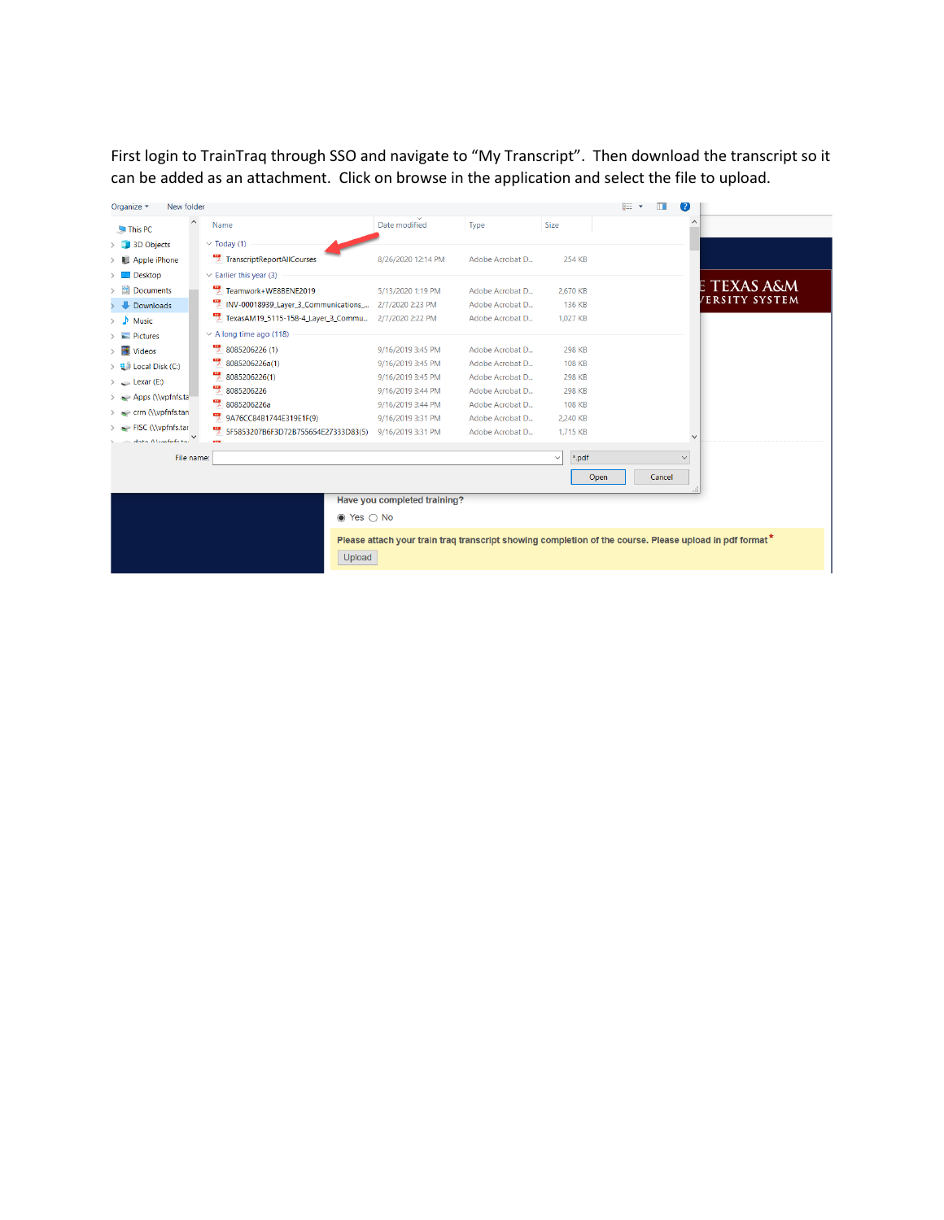First login to TrainTraq through SSO and navigate to “My Transcript”. Then download the transcript so it can be added as an attachment. Click on browse in the application and select the file to upload.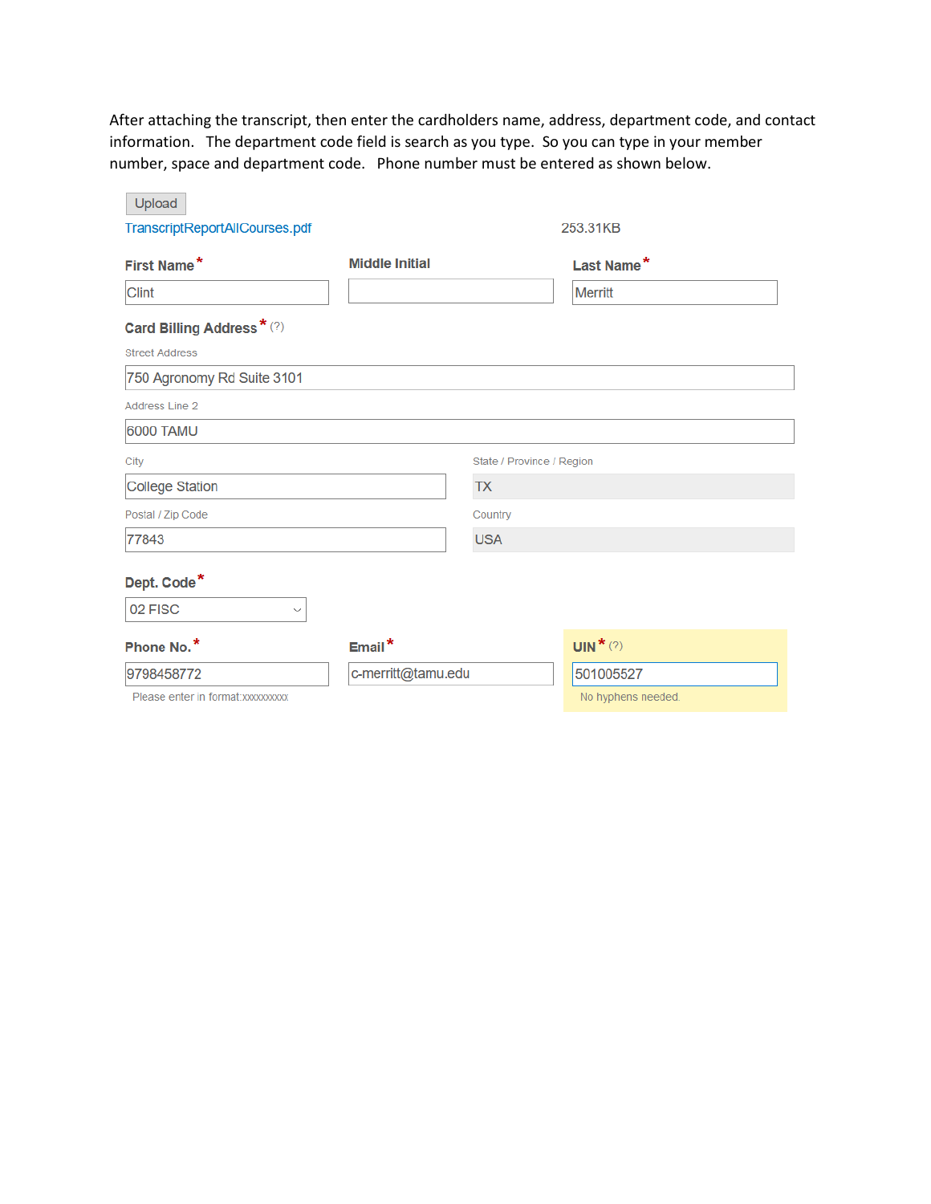After attaching the transcript, then enter the cardholders name, address, department code, and contact information. The department code field is search as you type. So you can type in your member number, space and department code. Phone number must be entered as shown below.

Upload

TranscriptReportAllCourses.pdf 253.31KB

**First Name*** 

Clint

**Middle Initial**

**Last Name***

Merritt

**Card Billing Address*** (?)

Street Address

750 Agronomy Rd Suite 3101

Address Line 2

6000 TAMU

City

College Station

State / Province / Region

TX

Postal / Zip Code

77843

Country

USA

**Dept. Code***

02 FISC

**Phone No.***

9798458772

Please enter in format:xxxxxxxxxx

**Email***

c-merritt@tamu.edu

**UIN*** (?)

501005527

No hyphens needed.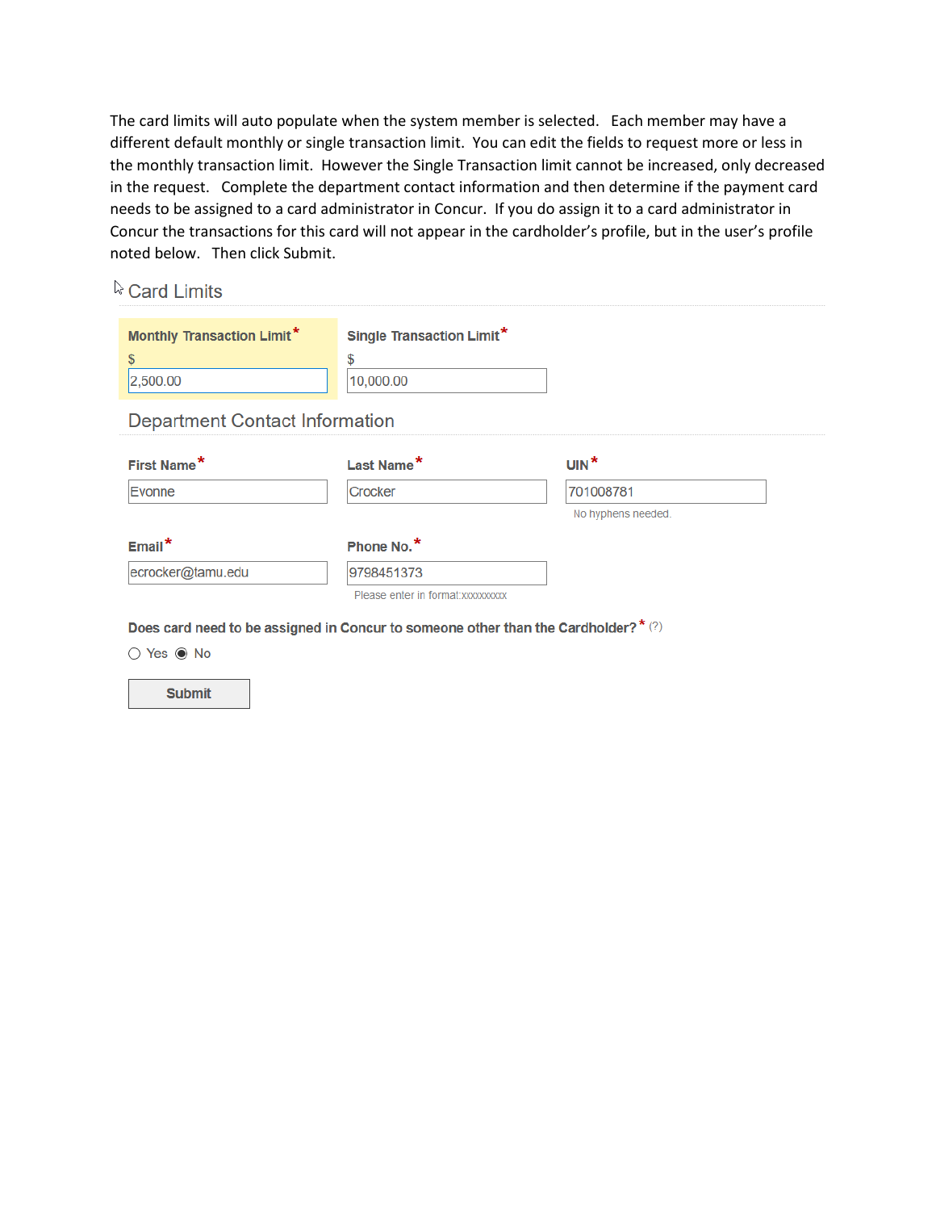The card limits will auto populate when the system member is selected. Each member may have a different default monthly or single transaction limit. You can edit the fields to request more or less in the monthly transaction limit. However the Single Transaction limit cannot be increased, only decreased in the request. Complete the department contact information and then determine if the payment card needs to be assigned to a card administrator in Concur. If you do assign it to a card administrator in Concur the transactions for this card will not appear in the cardholder's profile, but in the user's profile noted below. Then click Submit.

## Card Limits

**Monthly Transaction Limit***
$ 2,500.00

**Single Transaction Limit***
$ 10,000.00

## Department Contact Information

**First Name*** Evonne

**Last Name*** Crocker

**UIN*** 701008781
No hyphens needed.

**Email*** ecrocker@tamu.edu

**Phone No.*** 9798451373
Please enter in format:xxxxxxxxxx

**Does card need to be assigned in Concur to someone other than the Cardholder?*** (?)

○ Yes ◉ No

**Submit**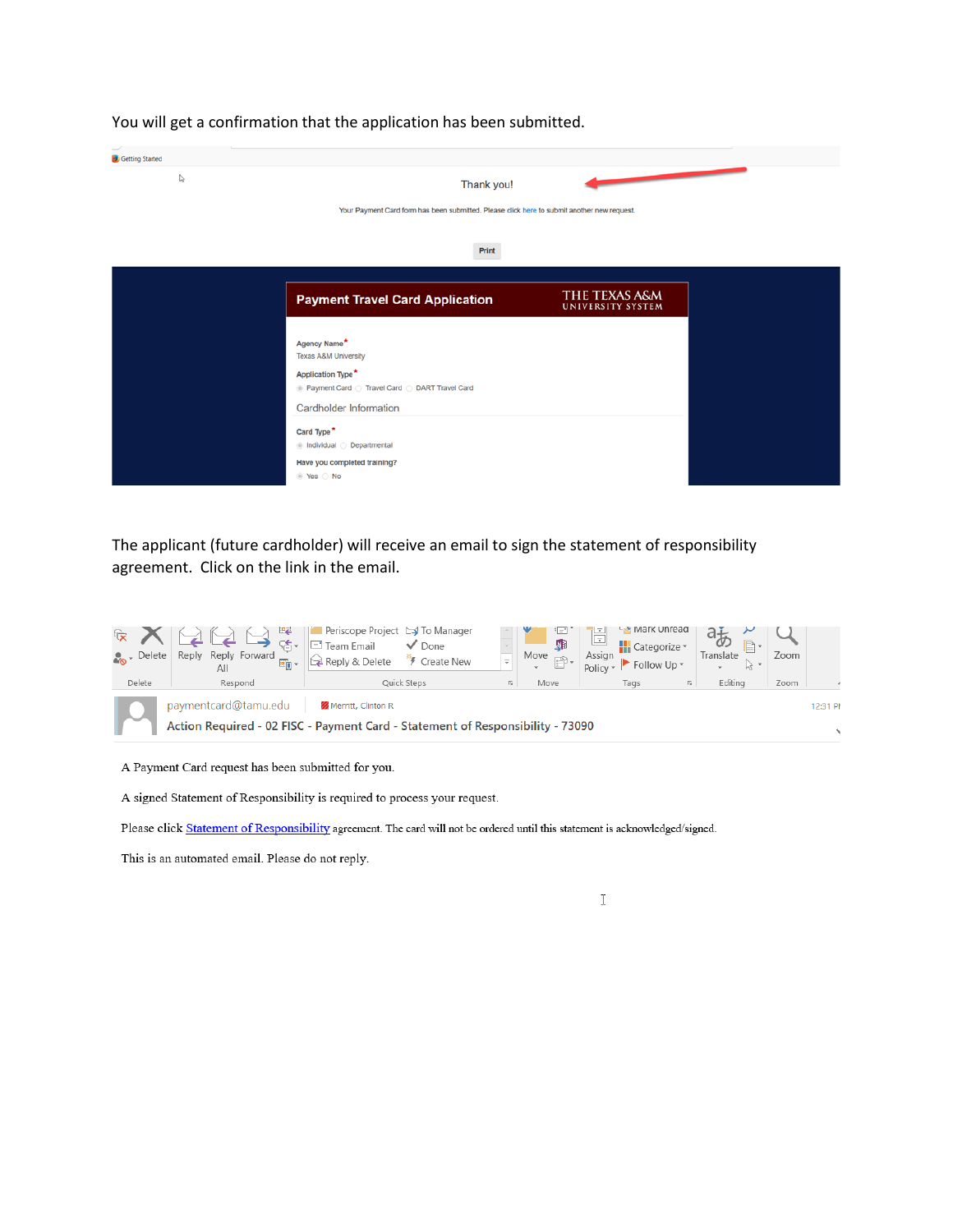You will get a confirmation that the application has been submitted.

Thank you!

Your Payment Card form has been submitted. Please click here to submit another new request.

Print

**Payment Travel Card Application** THE TEXAS A&M UNIVERSITY SYSTEM

Agency Name*
Texas A&M University

Application Type*
Payment Card Travel Card DART Travel Card

Cardholder Information

Card Type*
Individual Departmental

Have you completed training?
Yes No

The applicant (future cardholder) will receive an email to sign the statement of responsibility agreement. Click on the link in the email.

paymentcard@tamu.edu Merritt, Clinton R 12:31 PM

Action Required - 02 FISC - Payment Card - Statement of Responsibility - 73090

A Payment Card request has been submitted for you.

A signed Statement of Responsibility is required to process your request.

Please click Statement of Responsibility agreement. The card will not be ordered until this statement is acknowledged/signed.

This is an automated email. Please do not reply.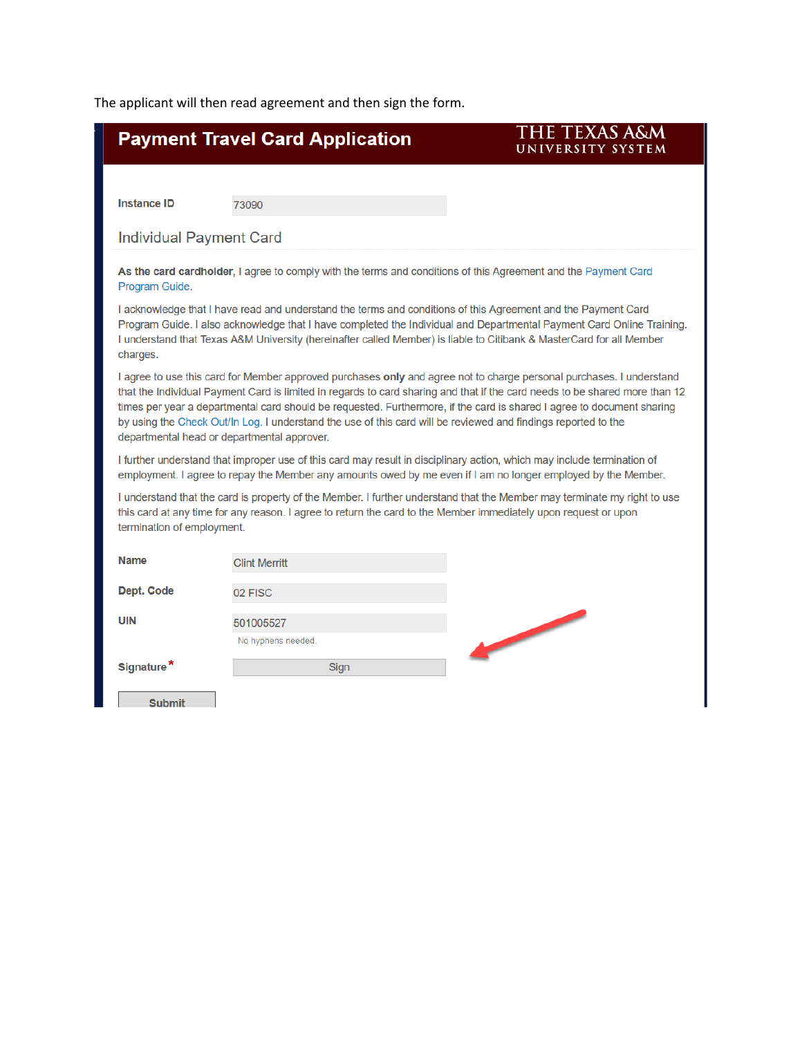The applicant will then read agreement and then sign the form.

## Payment Travel Card Application

THE TEXAS A&M UNIVERSITY SYSTEM

**Instance ID** 73090

### Individual Payment Card

**As the card cardholder**, I agree to comply with the terms and conditions of this Agreement and the Payment Card Program Guide.

I acknowledge that I have read and understand the terms and conditions of this Agreement and the Payment Card Program Guide. I also acknowledge that I have completed the Individual and Departmental Payment Card Online Training. I understand that Texas A&M University (hereinafter called Member) is liable to Citibank & MasterCard for all Member charges.

I agree to use this card for Member approved purchases **only** and agree not to charge personal purchases. I understand that the Individual Payment Card is limited in regards to card sharing and that if the card needs to be shared more than 12 times per year a departmental card should be requested. Furthermore, if the card is shared I agree to document sharing by using the Check Out/In Log. I understand the use of this card will be reviewed and findings reported to the departmental head or departmental approver.

I further understand that improper use of this card may result in disciplinary action, which may include termination of employment. I agree to repay the Member any amounts owed by me even if I am no longer employed by the Member.

I understand that the card is property of the Member. I further understand that the Member may terminate my right to use this card at any time for any reason. I agree to return the card to the Member immediately upon request or upon termination of employment.

**Name** Clint Merritt

**Dept. Code** 02 FISC

**UIN** 501005527

No hyphens needed.

**Signature*** Sign

Submit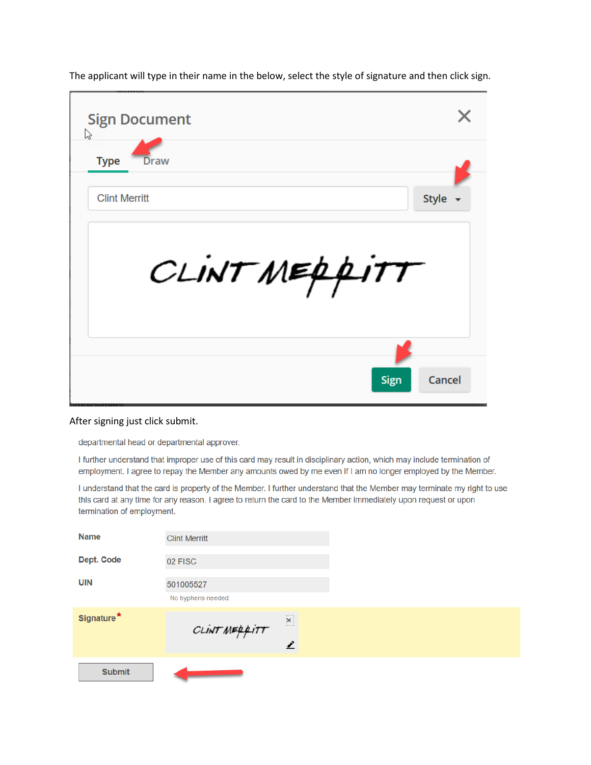The applicant will type in their name in the below, select the style of signature and then click sign.

Sign Document

Type Draw

Clint Merritt

Style

Sign Cancel

After signing just click submit.

departmental head or departmental approver.

I further understand that improper use of this card may result in disciplinary action, which may include termination of employment. I agree to repay the Member any amounts owed by me even if I am no longer employed by the Member.

I understand that the card is property of the Member. I further understand that the Member may terminate my right to use this card at any time for any reason. I agree to return the card to the Member immediately upon request or upon termination of employment.

| | |
|---|---|
| **Name** | Clint Merritt |
| **Dept. Code** | 02 FISC |
| **UIN** | 501005527<br>No hyphens needed. |
| **Signature*** | |

Submit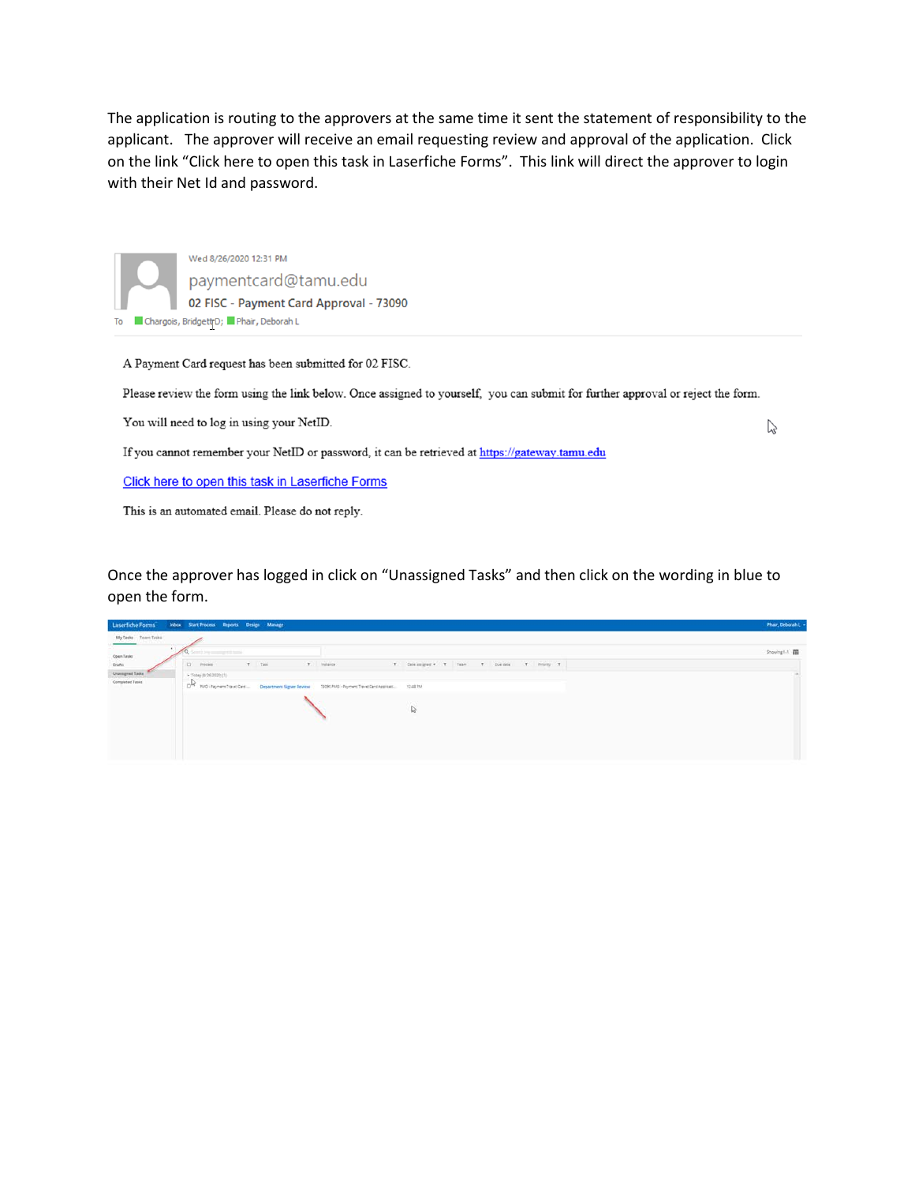The application is routing to the approvers at the same time it sent the statement of responsibility to the applicant. The approver will receive an email requesting review and approval of the application. Click on the link "Click here to open this task in Laserfiche Forms". This link will direct the approver to login with their Net Id and password.

Wed 8/26/2020 12:31 PM

paymentcard@tamu.edu

02 FISC - Payment Card Approval - 73090

To Chargois, Bridgett D; Phair, Deborah L

A Payment Card request has been submitted for 02 FISC.

Please review the form using the link below. Once assigned to yourself, you can submit for further approval or reject the form.

You will need to log in using your NetID.

If you cannot remember your NetID or password, it can be retrieved at https://gateway.tamu.edu

Click here to open this task in Laserfiche Forms

This is an automated email. Please do not reply.

Once the approver has logged in click on "Unassigned Tasks" and then click on the wording in blue to open the form.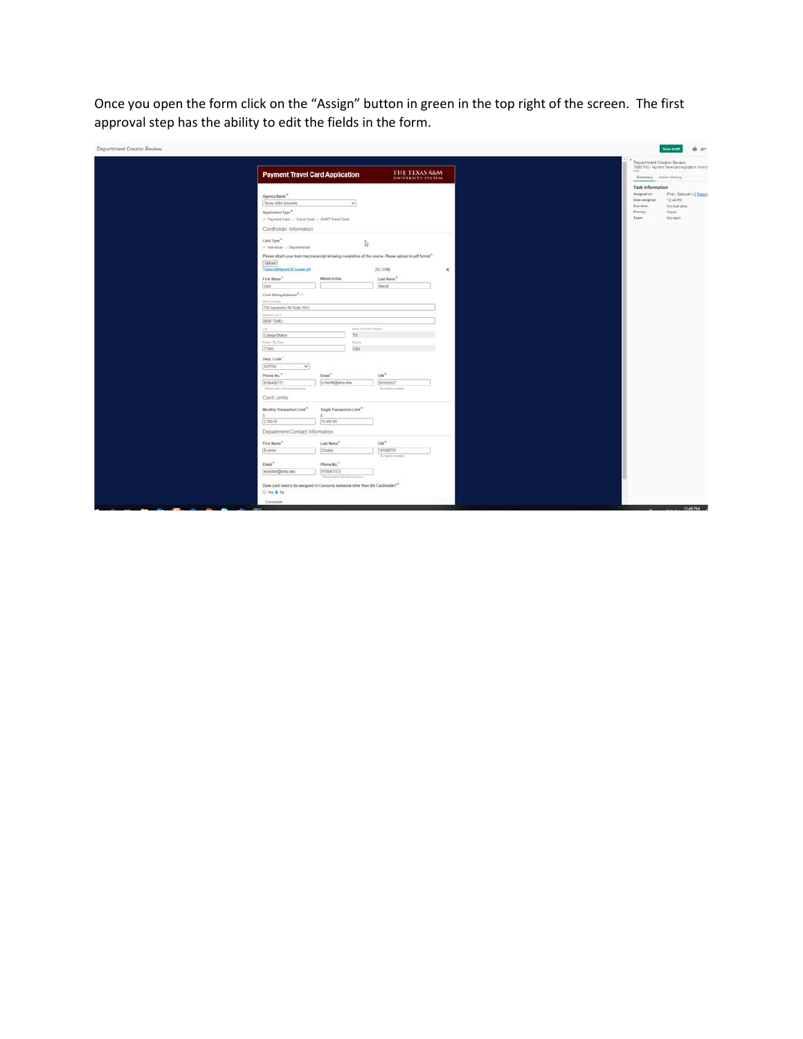Once you open the form click on the "Assign" button in green in the top right of the screen. The first approval step has the ability to edit the fields in the form.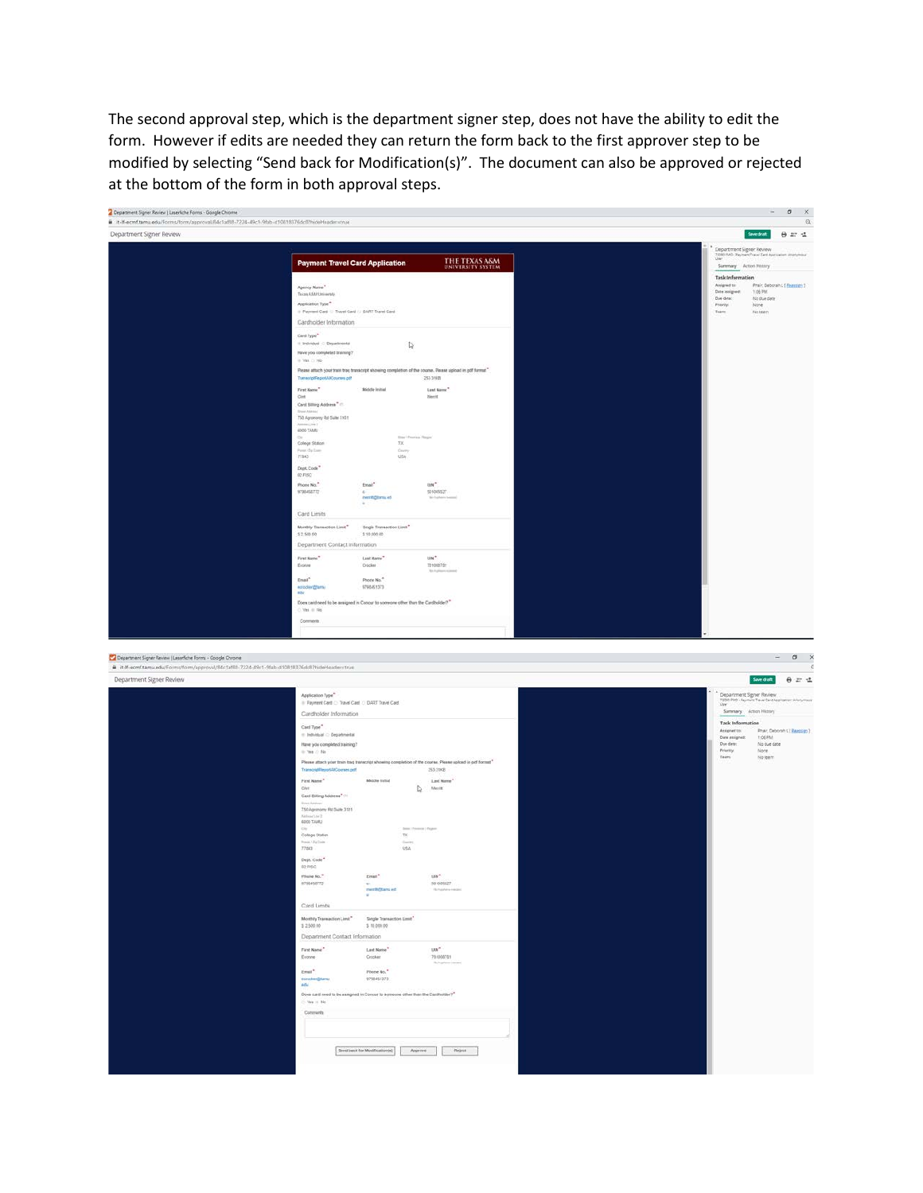The second approval step, which is the department signer step, does not have the ability to edit the form. However if edits are needed they can return the form back to the first approver step to be modified by selecting "Send back for Modification(s)". The document can also be approved or rejected at the bottom of the form in both approval steps.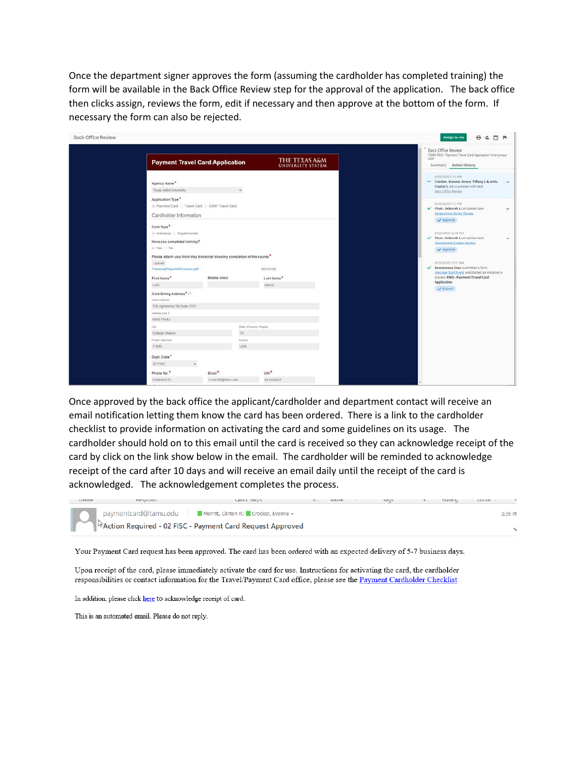Once the department signer approves the form (assuming the cardholder has completed training) the form will be available in the Back Office Review step for the approval of the application. The back office then clicks assign, reviews the form, edit if necessary and then approve at the bottom of the form. If necessary the form can also be rejected.

Once approved by the back office the applicant/cardholder and department contact will receive an email notification letting them know the card has been ordered. There is a link to the cardholder checklist to provide information on activating the card and some guidelines on its usage. The cardholder should hold on to this email until the card is received so they can acknowledge receipt of the card by click on the link show below in the email. The cardholder will be reminded to acknowledge receipt of the card after 10 days and will receive an email daily until the receipt of the card is acknowledged. The acknowledgement completes the process.

paymentcard@tamu.edu | Merritt, Clinton R; Crocker, Evonne | 3:39 PM

Action Required - 02 FISC - Payment Card Request Approved

Your Payment Card request has been approved. The card has been ordered with an expected delivery of 5-7 business days.

Upon receipt of the card, please immediately activate the card for use. Instructions for activating the card, the cardholder responsibilities or contact information for the Travel/Payment Card office, please see the Payment Cardholder Checklist

In addition, please click here to acknowledge receipt of card.

This is an automated email. Please do not reply.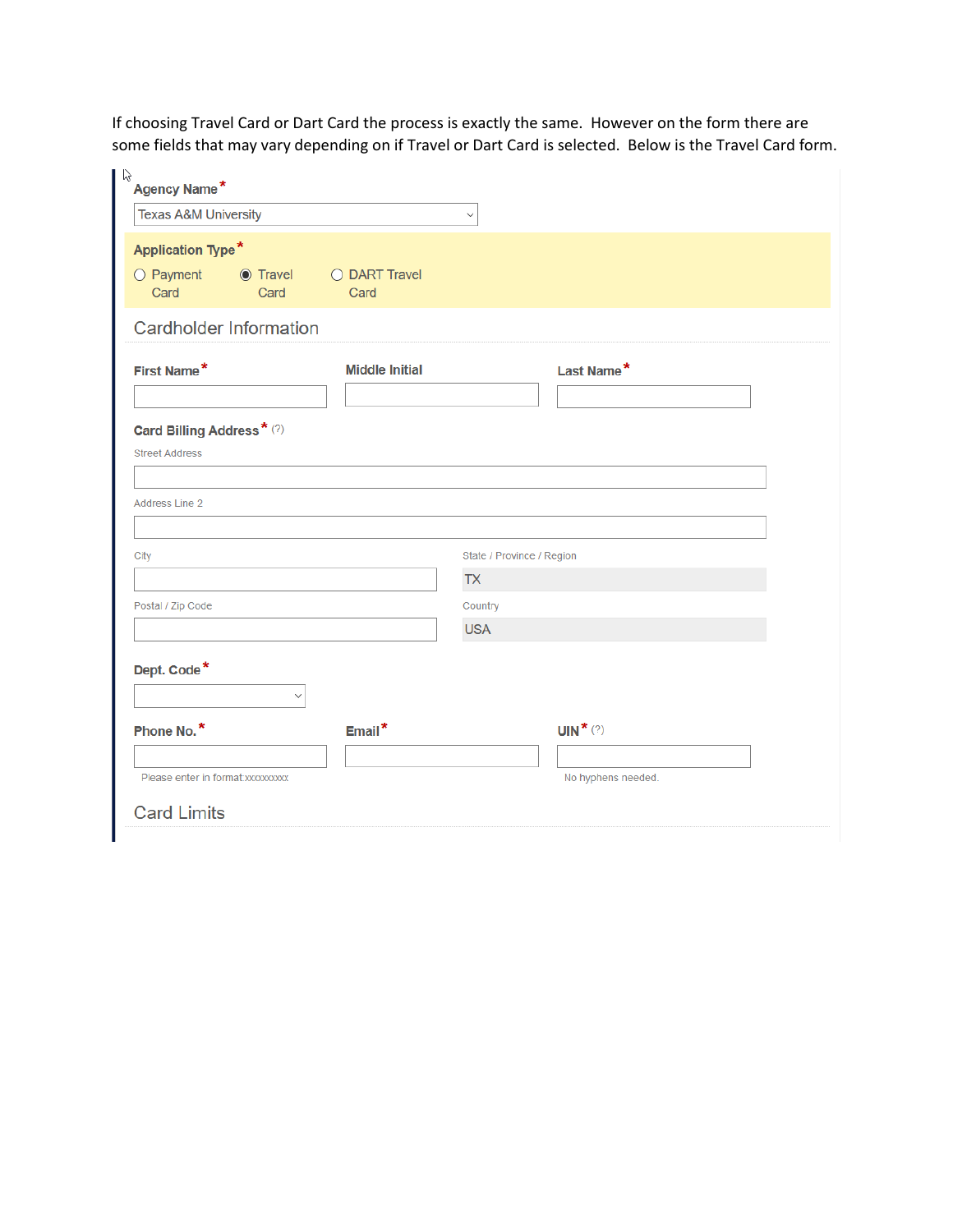If choosing Travel Card or Dart Card the process is exactly the same. However on the form there are some fields that may vary depending on if Travel or Dart Card is selected. Below is the Travel Card form.

**Agency Name** *

Texas A&M University

**Application Type** *

- ○ Payment Card
- ◉ Travel Card
- ○ DART Travel Card

## Cardholder Information

**First Name** *

**Middle Initial**

**Last Name** *

**Card Billing Address** * (?)

Street Address

Address Line 2

City

State / Province / Region

TX

Postal / Zip Code

Country

USA

**Dept. Code** *

**Phone No.** *

Please enter in format:xxxxxxxxxx

**Email** *

**UIN** * (?)

No hyphens needed.

## Card Limits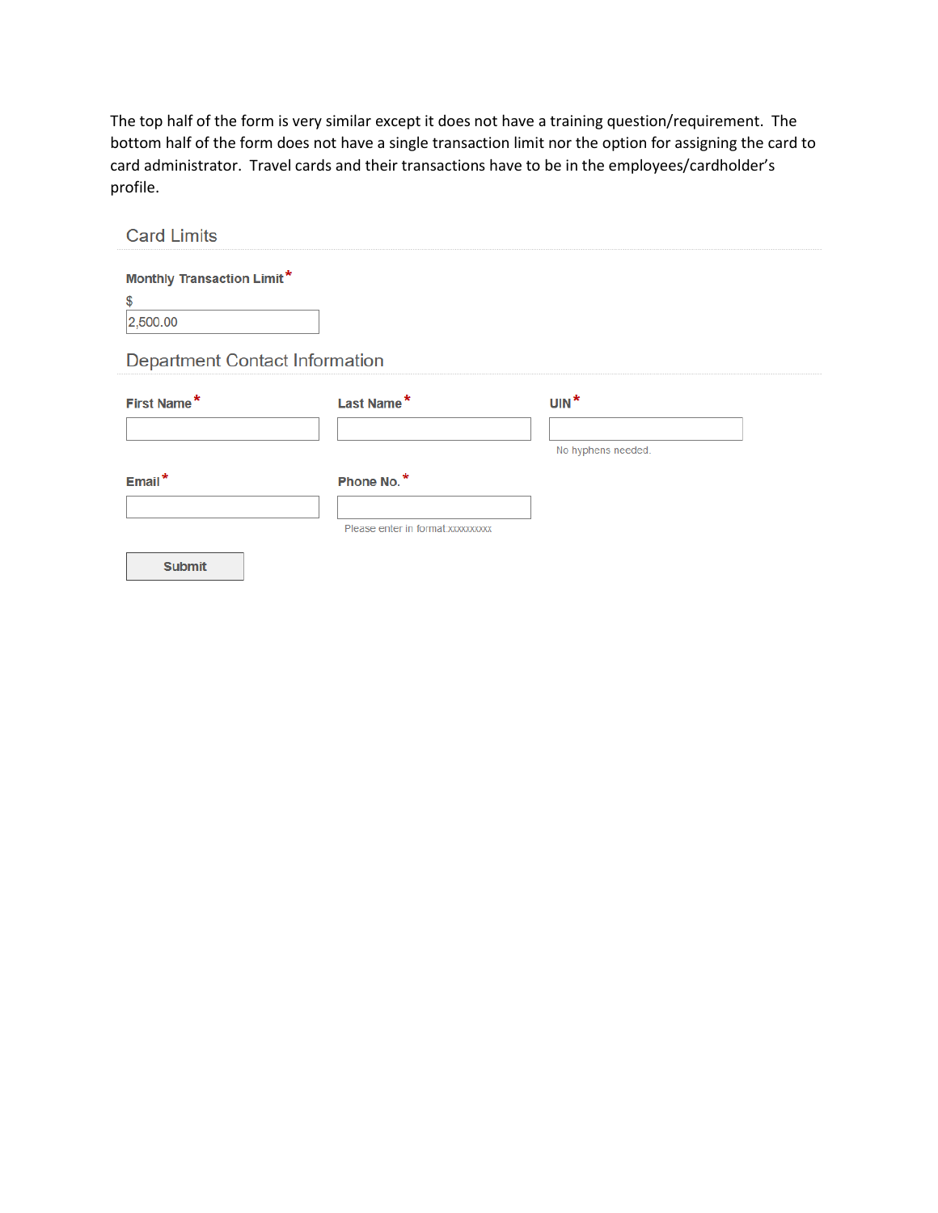The top half of the form is very similar except it does not have a training question/requirement. The bottom half of the form does not have a single transaction limit nor the option for assigning the card to card administrator. Travel cards and their transactions have to be in the employees/cardholder's profile.

## Card Limits

**Monthly Transaction Limit***

$

2,500.00

## Department Contact Information

**First Name***

**Last Name***

**UIN***

No hyphens needed.

**Email***

**Phone No.***

Please enter in format:xxxxxxxxxx

Submit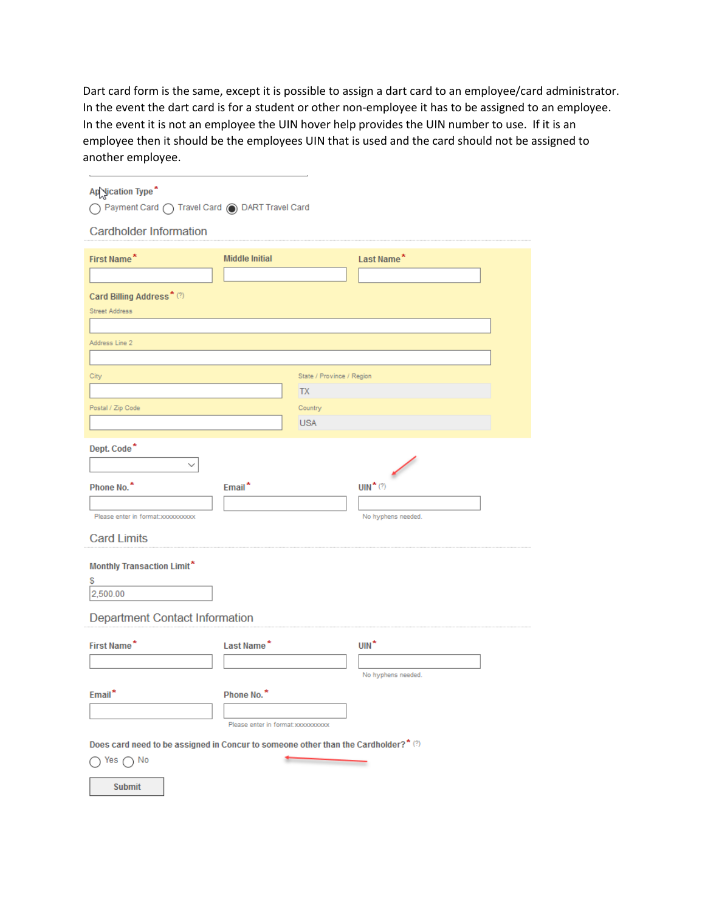Dart card form is the same, except it is possible to assign a dart card to an employee/card administrator. In the event the dart card is for a student or other non-employee it has to be assigned to an employee. In the event it is not an employee the UIN hover help provides the UIN number to use. If it is an employee then it should be the employees UIN that is used and the card should not be assigned to another employee.

Application Type*

◯ Payment Card ◯ Travel Card ◉ DART Travel Card

Cardholder Information

First Name* Middle Initial Last Name*

Card Billing Address* (?)

Street Address

Address Line 2

City

State / Province / Region

TX

Postal / Zip Code

Country

USA

Dept. Code*

Phone No.* Email* UIN* (?)

Please enter in format:xxxxxxxxxx

No hyphens needed.

Card Limits

Monthly Transaction Limit*

$

2,500.00

Department Contact Information

First Name* Last Name* UIN*

No hyphens needed.

Email* Phone No.*

Please enter in format:xxxxxxxxxx

Does card need to be assigned in Concur to someone other than the Cardholder?* (?)

◯ Yes ◯ No

Submit